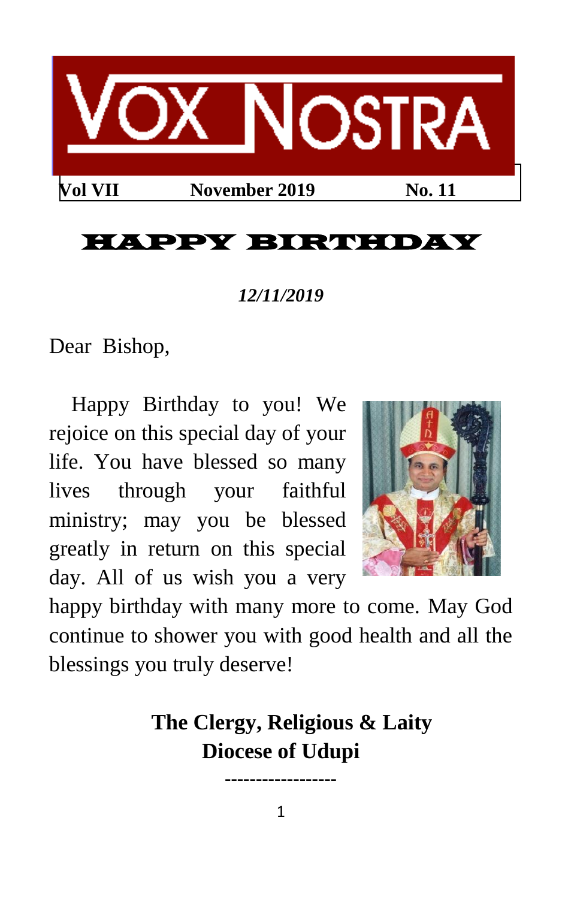# VOX NOSTRA

**Vol VII** **November 2019** **No. 11**

## HAPPY BIRTHDAY

***12/11/2019***

Dear Bishop,

Happy Birthday to you! We rejoice on this special day of your life. You have blessed so many lives through your faithful ministry; may you be blessed greatly in return on this special day. All of us wish you a very happy birthday with many more to come. May God continue to shower you with good health and all the blessings you truly deserve!

**The Clergy, Religious & Laity**
**Diocese of Udupi**

------------------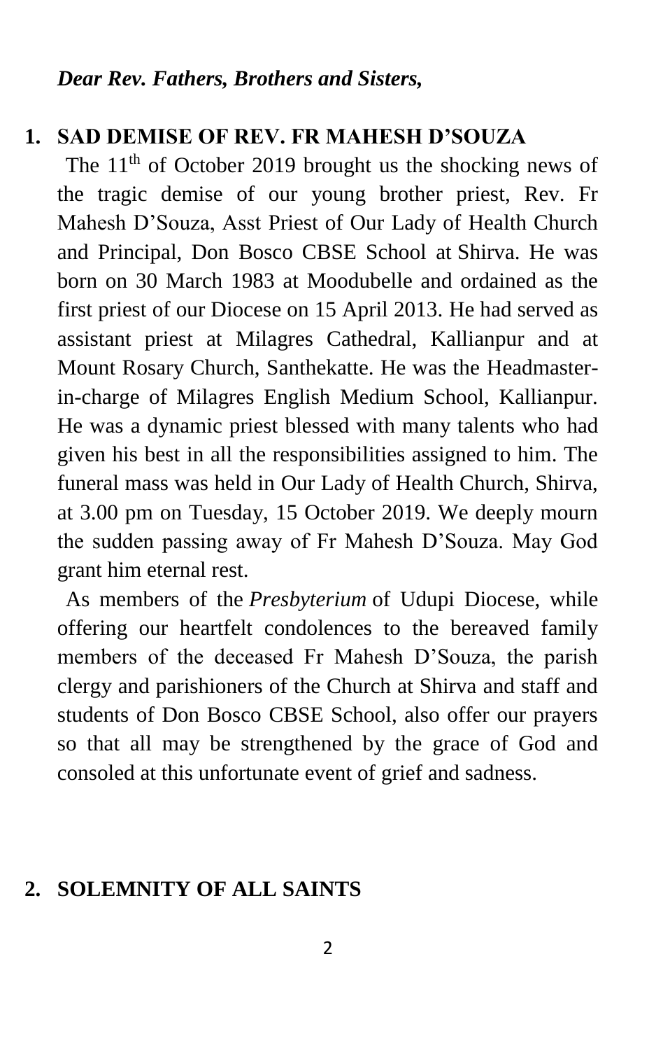*Dear Rev. Fathers, Brothers and Sisters,*

## 1. SAD DEMISE OF REV. FR MAHESH D'SOUZA

The 11th of October 2019 brought us the shocking news of the tragic demise of our young brother priest, Rev. Fr Mahesh D'Souza, Asst Priest of Our Lady of Health Church and Principal, Don Bosco CBSE School at Shirva. He was born on 30 March 1983 at Moodubelle and ordained as the first priest of our Diocese on 15 April 2013. He had served as assistant priest at Milagres Cathedral, Kallianpur and at Mount Rosary Church, Santhekatte. He was the Headmaster-in-charge of Milagres English Medium School, Kallianpur. He was a dynamic priest blessed with many talents who had given his best in all the responsibilities assigned to him. The funeral mass was held in Our Lady of Health Church, Shirva, at 3.00 pm on Tuesday, 15 October 2019. We deeply mourn the sudden passing away of Fr Mahesh D'Souza. May God grant him eternal rest.

As members of the *Presbyterium* of Udupi Diocese, while offering our heartfelt condolences to the bereaved family members of the deceased Fr Mahesh D'Souza, the parish clergy and parishioners of the Church at Shirva and staff and students of Don Bosco CBSE School, also offer our prayers so that all may be strengthened by the grace of God and consoled at this unfortunate event of grief and sadness.

## 2. SOLEMNITY OF ALL SAINTS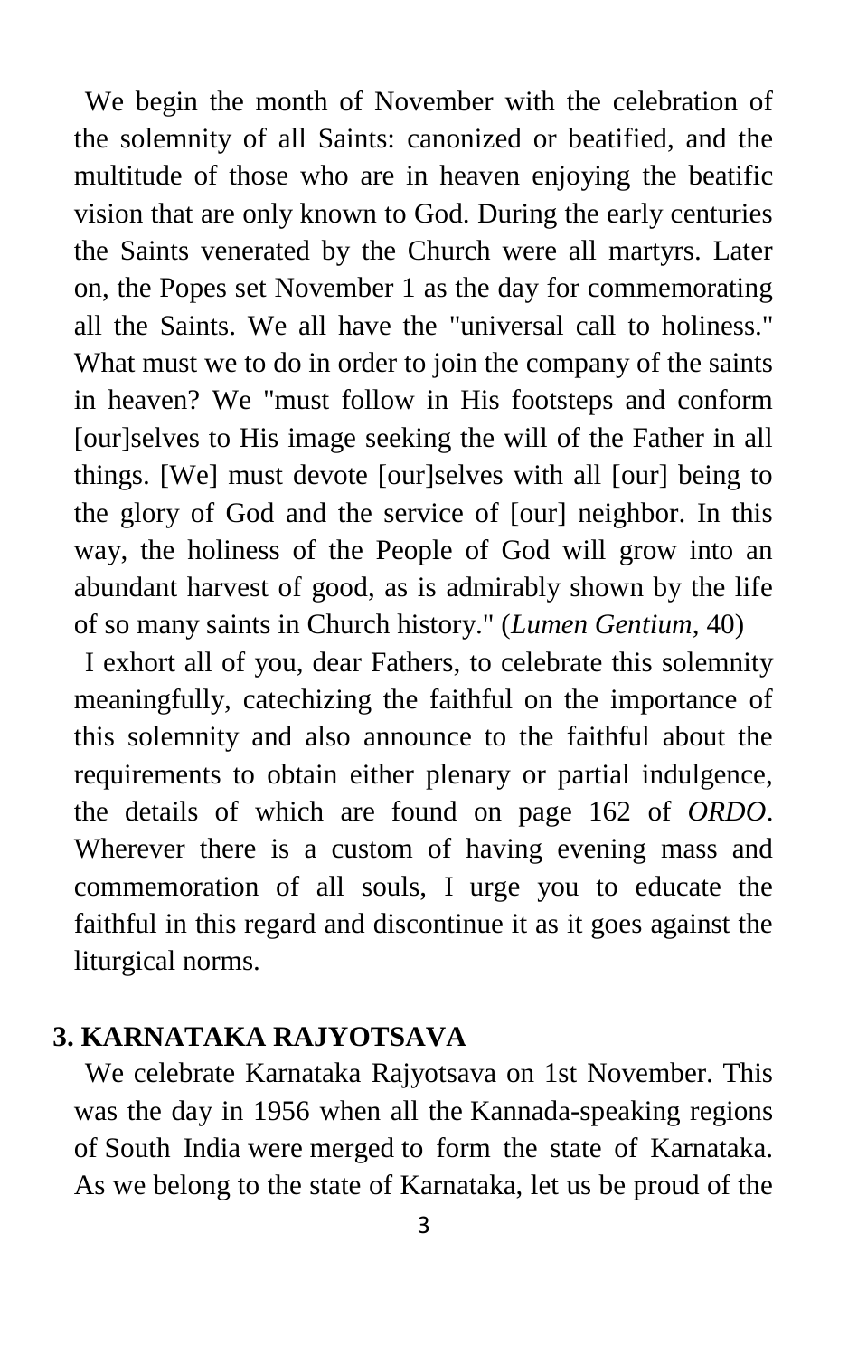We begin the month of November with the celebration of the solemnity of all Saints: canonized or beatified, and the multitude of those who are in heaven enjoying the beatific vision that are only known to God. During the early centuries the Saints venerated by the Church were all martyrs. Later on, the Popes set November 1 as the day for commemorating all the Saints. We all have the "universal call to holiness." What must we to do in order to join the company of the saints in heaven? We "must follow in His footsteps and conform [our]selves to His image seeking the will of the Father in all things. [We] must devote [our]selves with all [our] being to the glory of God and the service of [our] neighbor. In this way, the holiness of the People of God will grow into an abundant harvest of good, as is admirably shown by the life of so many saints in Church history." (*Lumen Gentium*, 40)

I exhort all of you, dear Fathers, to celebrate this solemnity meaningfully, catechizing the faithful on the importance of this solemnity and also announce to the faithful about the requirements to obtain either plenary or partial indulgence, the details of which are found on page 162 of *ORDO*. Wherever there is a custom of having evening mass and commemoration of all souls, I urge you to educate the faithful in this regard and discontinue it as it goes against the liturgical norms.

## 3. KARNATAKA RAJYOTSAVA

We celebrate Karnataka Rajyotsava on 1st November. This was the day in 1956 when all the Kannada-speaking regions of South India were merged to form the state of Karnataka. As we belong to the state of Karnataka, let us be proud of the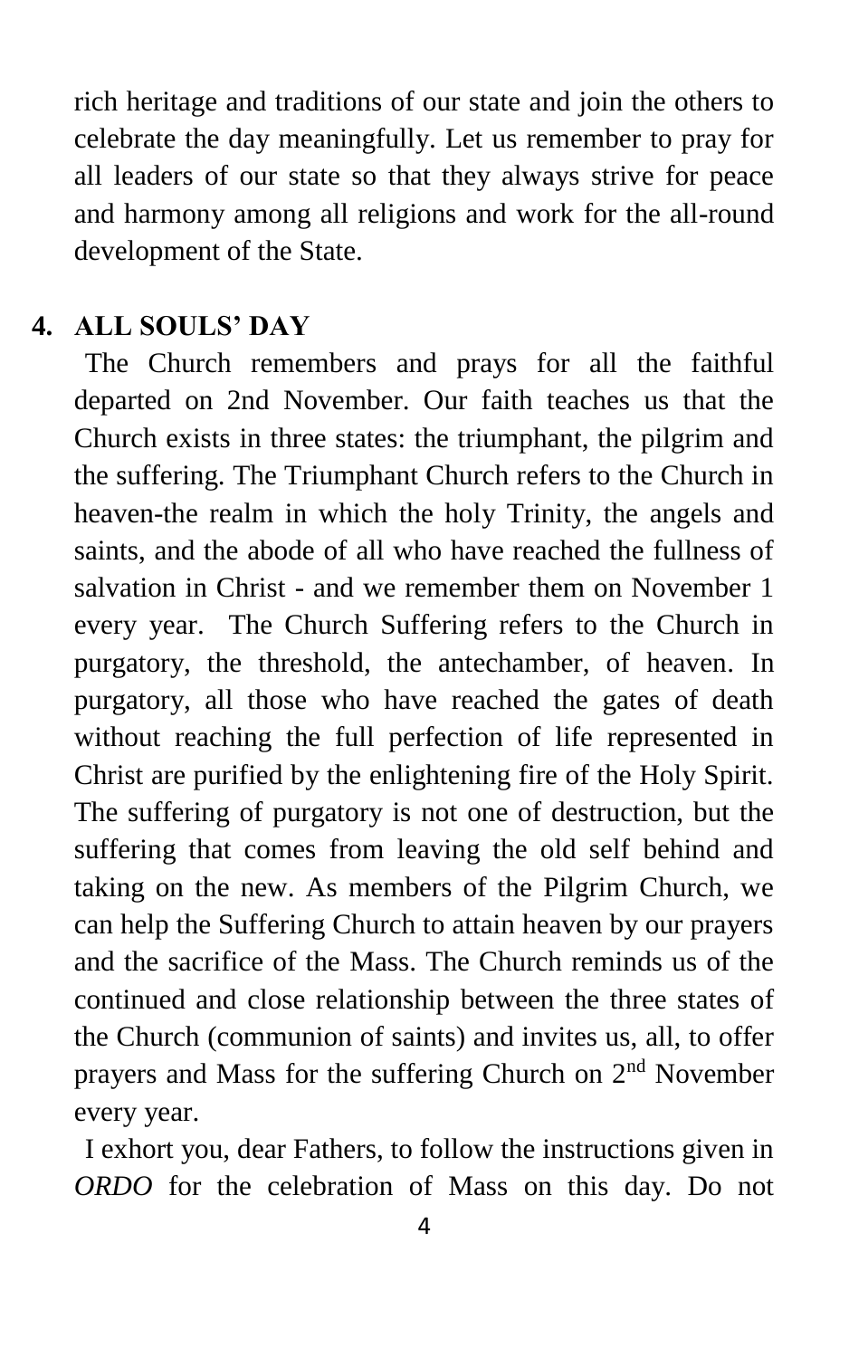rich heritage and traditions of our state and join the others to celebrate the day meaningfully. Let us remember to pray for all leaders of our state so that they always strive for peace and harmony among all religions and work for the all-round development of the State.

## 4. ALL SOULS' DAY

The Church remembers and prays for all the faithful departed on 2nd November. Our faith teaches us that the Church exists in three states: the triumphant, the pilgrim and the suffering. The Triumphant Church refers to the Church in heaven-the realm in which the holy Trinity, the angels and saints, and the abode of all who have reached the fullness of salvation in Christ - and we remember them on November 1 every year. The Church Suffering refers to the Church in purgatory, the threshold, the antechamber, of heaven. In purgatory, all those who have reached the gates of death without reaching the full perfection of life represented in Christ are purified by the enlightening fire of the Holy Spirit. The suffering of purgatory is not one of destruction, but the suffering that comes from leaving the old self behind and taking on the new. As members of the Pilgrim Church, we can help the Suffering Church to attain heaven by our prayers and the sacrifice of the Mass. The Church reminds us of the continued and close relationship between the three states of the Church (communion of saints) and invites us, all, to offer prayers and Mass for the suffering Church on 2nd November every year.

I exhort you, dear Fathers, to follow the instructions given in *ORDO* for the celebration of Mass on this day. Do not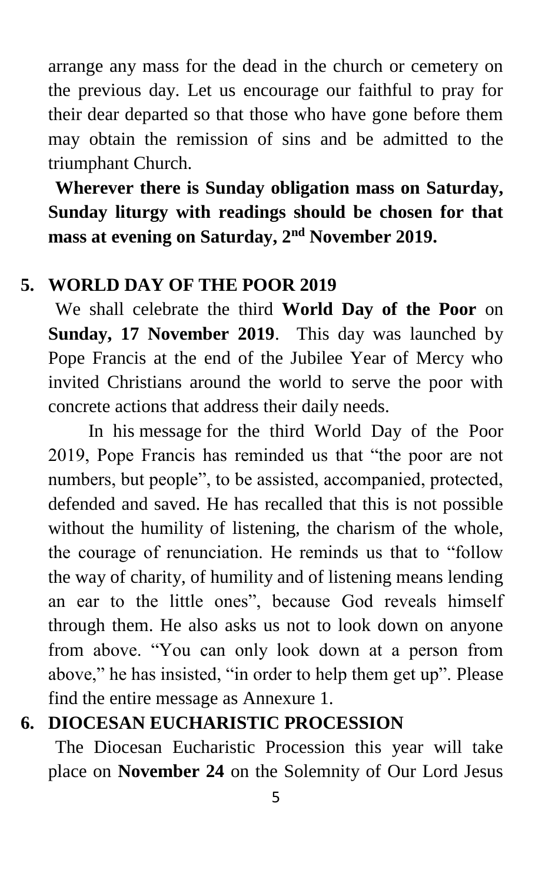arrange any mass for the dead in the church or cemetery on the previous day. Let us encourage our faithful to pray for their dear departed so that those who have gone before them may obtain the remission of sins and be admitted to the triumphant Church.

**Wherever there is Sunday obligation mass on Saturday, Sunday liturgy with readings should be chosen for that mass at evening on Saturday, 2nd November 2019.**

## 5. WORLD DAY OF THE POOR 2019

We shall celebrate the third **World Day of the Poor** on **Sunday, 17 November 2019**. This day was launched by Pope Francis at the end of the Jubilee Year of Mercy who invited Christians around the world to serve the poor with concrete actions that address their daily needs.

In his message for the third World Day of the Poor 2019, Pope Francis has reminded us that "the poor are not numbers, but people", to be assisted, accompanied, protected, defended and saved. He has recalled that this is not possible without the humility of listening, the charism of the whole, the courage of renunciation. He reminds us that to "follow the way of charity, of humility and of listening means lending an ear to the little ones", because God reveals himself through them. He also asks us not to look down on anyone from above. "You can only look down at a person from above," he has insisted, "in order to help them get up". Please find the entire message as Annexure 1.

## 6. DIOCESAN EUCHARISTIC PROCESSION

The Diocesan Eucharistic Procession this year will take place on **November 24** on the Solemnity of Our Lord Jesus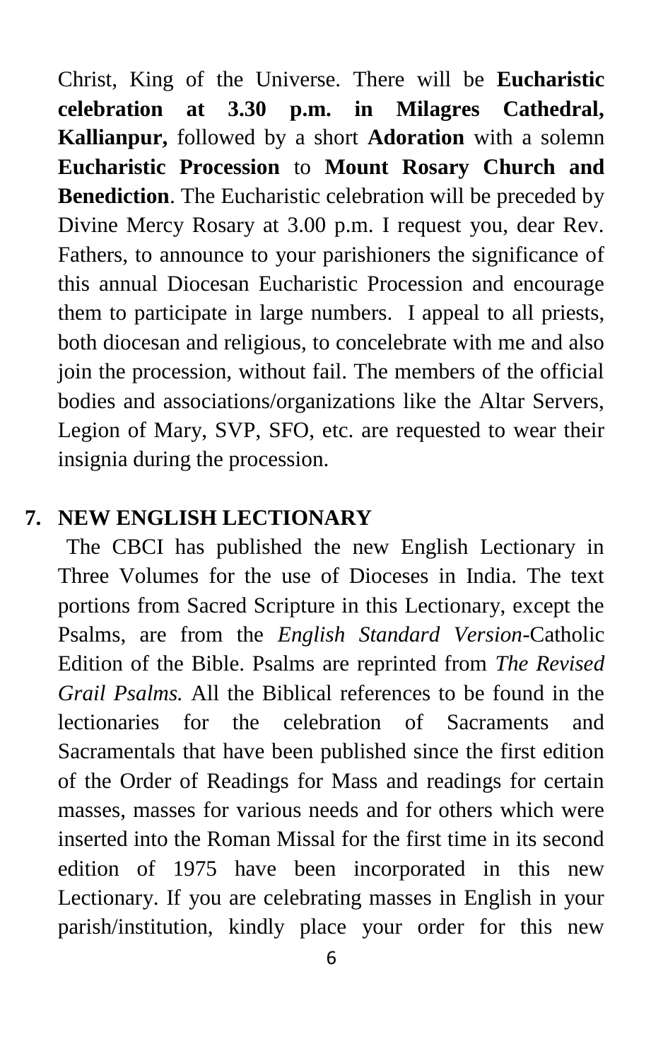Christ, King of the Universe. There will be **Eucharistic celebration at 3.30 p.m. in Milagres Cathedral, Kallianpur,** followed by a short **Adoration** with a solemn **Eucharistic Procession** to **Mount Rosary Church and Benediction**. The Eucharistic celebration will be preceded by Divine Mercy Rosary at 3.00 p.m. I request you, dear Rev. Fathers, to announce to your parishioners the significance of this annual Diocesan Eucharistic Procession and encourage them to participate in large numbers. I appeal to all priests, both diocesan and religious, to concelebrate with me and also join the procession, without fail. The members of the official bodies and associations/organizations like the Altar Servers, Legion of Mary, SVP, SFO, etc. are requested to wear their insignia during the procession.

## 7. NEW ENGLISH LECTIONARY

The CBCI has published the new English Lectionary in Three Volumes for the use of Dioceses in India. The text portions from Sacred Scripture in this Lectionary, except the Psalms, are from the *English Standard Version*-Catholic Edition of the Bible. Psalms are reprinted from *The Revised Grail Psalms.* All the Biblical references to be found in the lectionaries for the celebration of Sacraments and Sacramentals that have been published since the first edition of the Order of Readings for Mass and readings for certain masses, masses for various needs and for others which were inserted into the Roman Missal for the first time in its second edition of 1975 have been incorporated in this new Lectionary. If you are celebrating masses in English in your parish/institution, kindly place your order for this new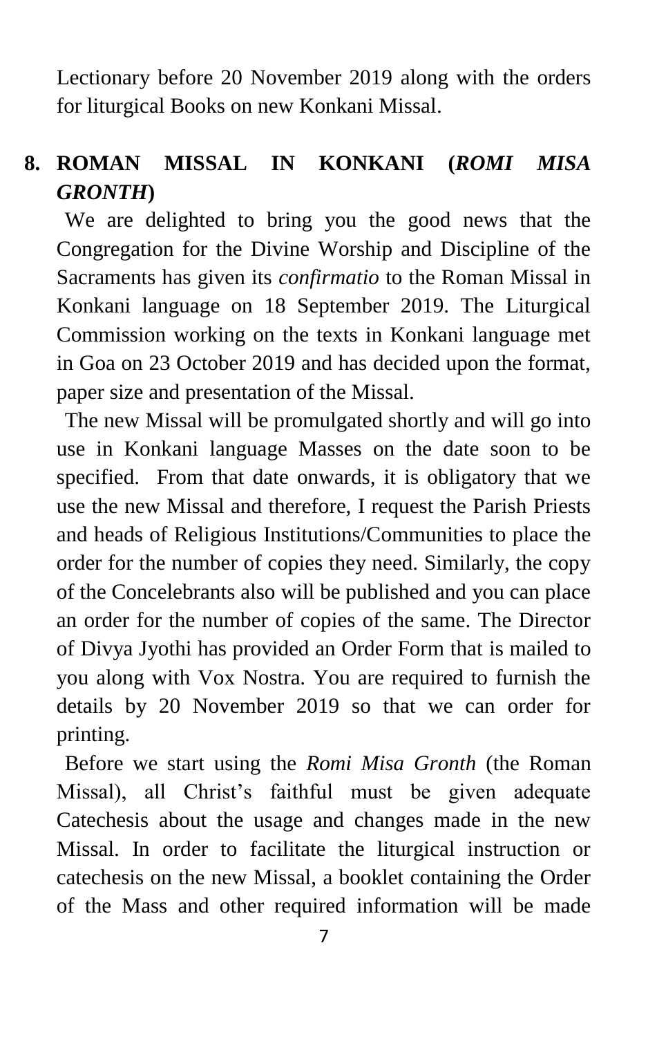Lectionary before 20 November 2019 along with the orders for liturgical Books on new Konkani Missal.

## 8. ROMAN MISSAL IN KONKANI (*ROMI MISA GRONTH*)

We are delighted to bring you the good news that the Congregation for the Divine Worship and Discipline of the Sacraments has given its *confirmatio* to the Roman Missal in Konkani language on 18 September 2019. The Liturgical Commission working on the texts in Konkani language met in Goa on 23 October 2019 and has decided upon the format, paper size and presentation of the Missal.

The new Missal will be promulgated shortly and will go into use in Konkani language Masses on the date soon to be specified. From that date onwards, it is obligatory that we use the new Missal and therefore, I request the Parish Priests and heads of Religious Institutions/Communities to place the order for the number of copies they need. Similarly, the copy of the Concelebrants also will be published and you can place an order for the number of copies of the same. The Director of Divya Jyothi has provided an Order Form that is mailed to you along with Vox Nostra. You are required to furnish the details by 20 November 2019 so that we can order for printing.

Before we start using the *Romi Misa Gronth* (the Roman Missal), all Christ's faithful must be given adequate Catechesis about the usage and changes made in the new Missal. In order to facilitate the liturgical instruction or catechesis on the new Missal, a booklet containing the Order of the Mass and other required information will be made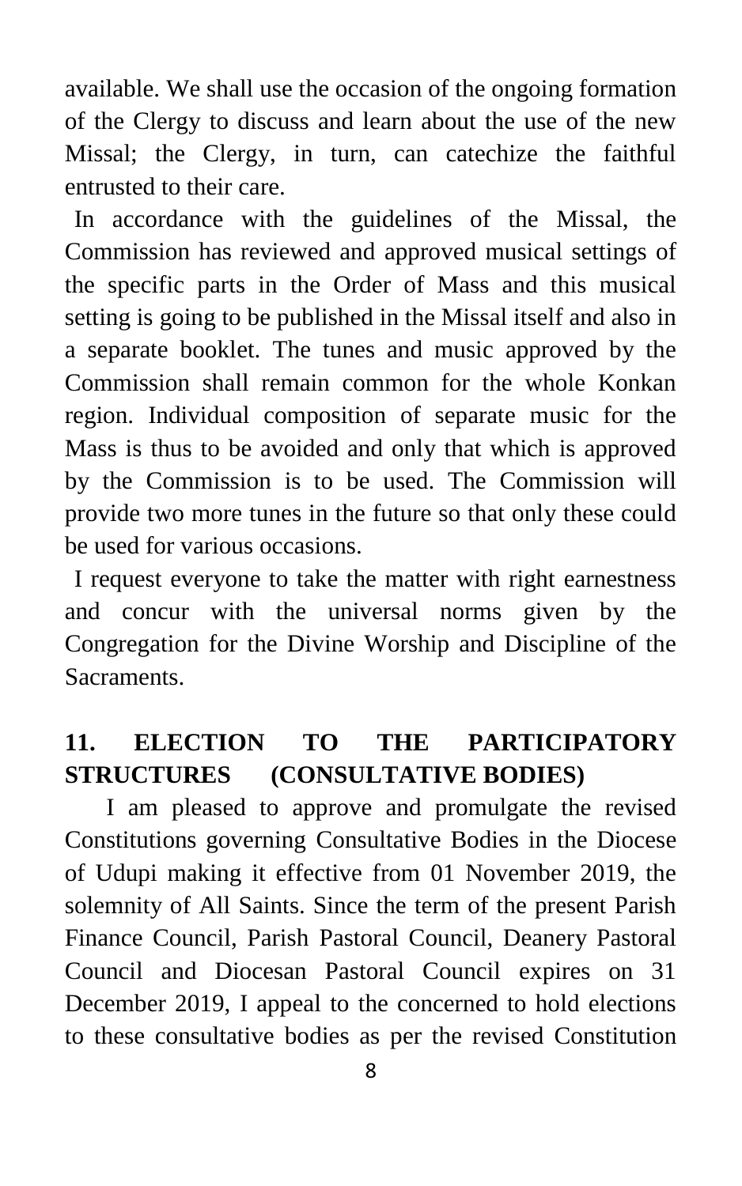available. We shall use the occasion of the ongoing formation of the Clergy to discuss and learn about the use of the new Missal; the Clergy, in turn, can catechize the faithful entrusted to their care.

In accordance with the guidelines of the Missal, the Commission has reviewed and approved musical settings of the specific parts in the Order of Mass and this musical setting is going to be published in the Missal itself and also in a separate booklet. The tunes and music approved by the Commission shall remain common for the whole Konkan region. Individual composition of separate music for the Mass is thus to be avoided and only that which is approved by the Commission is to be used. The Commission will provide two more tunes in the future so that only these could be used for various occasions.

I request everyone to take the matter with right earnestness and concur with the universal norms given by the Congregation for the Divine Worship and Discipline of the Sacraments.

## 11. ELECTION TO THE PARTICIPATORY STRUCTURES (CONSULTATIVE BODIES)

I am pleased to approve and promulgate the revised Constitutions governing Consultative Bodies in the Diocese of Udupi making it effective from 01 November 2019, the solemnity of All Saints. Since the term of the present Parish Finance Council, Parish Pastoral Council, Deanery Pastoral Council and Diocesan Pastoral Council expires on 31 December 2019, I appeal to the concerned to hold elections to these consultative bodies as per the revised Constitution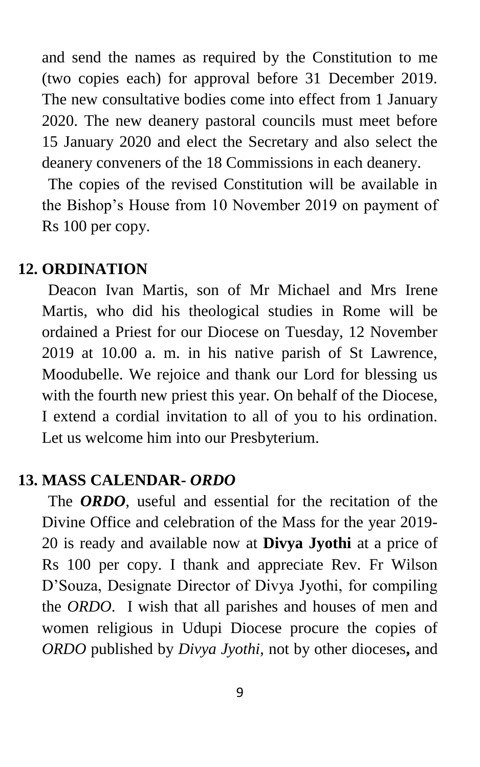and send the names as required by the Constitution to me (two copies each) for approval before 31 December 2019. The new consultative bodies come into effect from 1 January 2020. The new deanery pastoral councils must meet before 15 January 2020 and elect the Secretary and also select the deanery conveners of the 18 Commissions in each deanery.

The copies of the revised Constitution will be available in the Bishop's House from 10 November 2019 on payment of Rs 100 per copy.

## 12. ORDINATION

Deacon Ivan Martis, son of Mr Michael and Mrs Irene Martis, who did his theological studies in Rome will be ordained a Priest for our Diocese on Tuesday, 12 November 2019 at 10.00 a. m. in his native parish of St Lawrence, Moodubelle. We rejoice and thank our Lord for blessing us with the fourth new priest this year. On behalf of the Diocese, I extend a cordial invitation to all of you to his ordination. Let us welcome him into our Presbyterium.

## 13. MASS CALENDAR- *ORDO*

The ***ORDO***, useful and essential for the recitation of the Divine Office and celebration of the Mass for the year 2019-20 is ready and available now at **Divya Jyothi** at a price of Rs 100 per copy. I thank and appreciate Rev. Fr Wilson D'Souza, Designate Director of Divya Jyothi, for compiling the *ORDO*. I wish that all parishes and houses of men and women religious in Udupi Diocese procure the copies of *ORDO* published by *Divya Jyothi,* not by other dioceses**,** and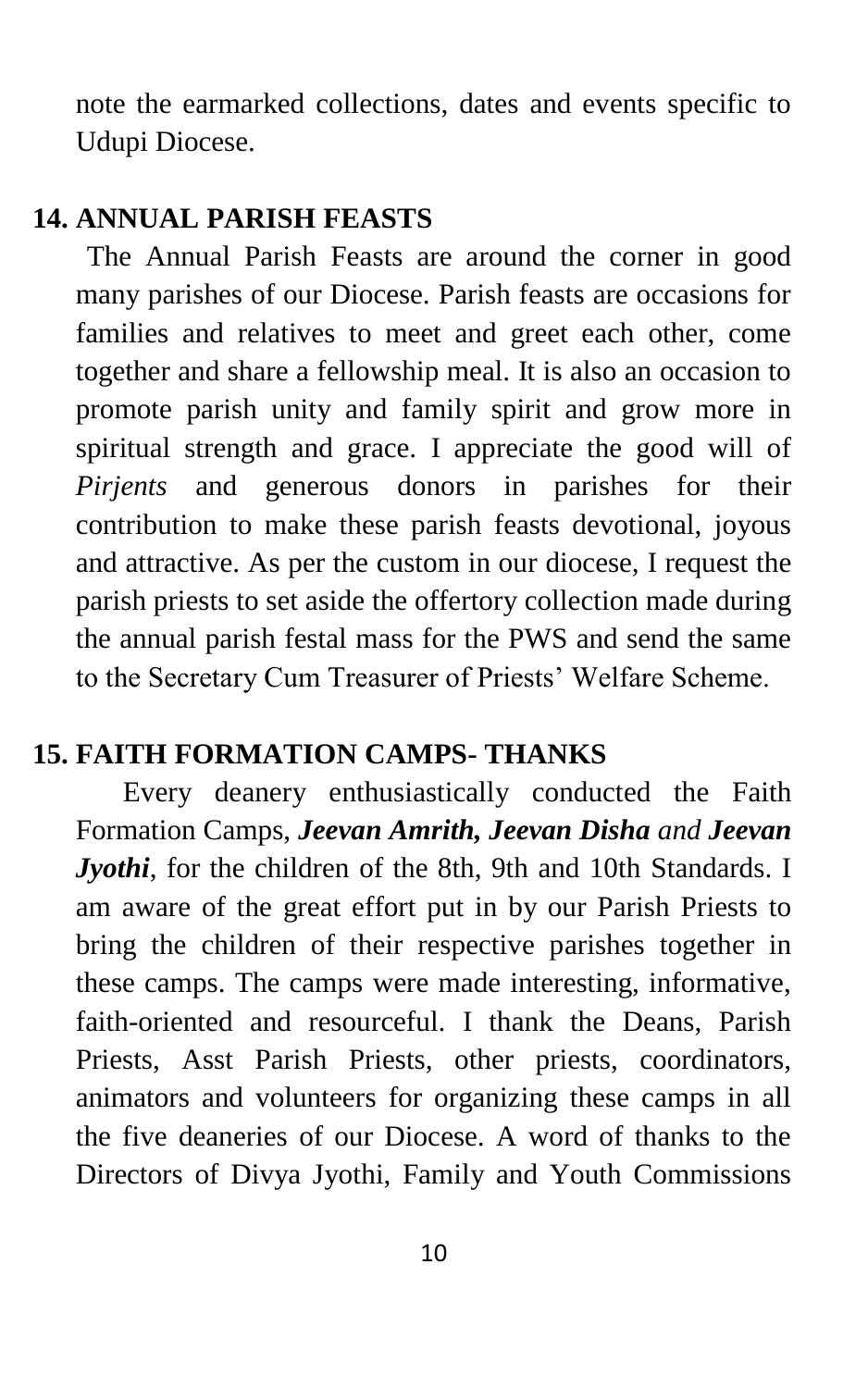note the earmarked collections, dates and events specific to Udupi Diocese.

## 14. ANNUAL PARISH FEASTS

The Annual Parish Feasts are around the corner in good many parishes of our Diocese. Parish feasts are occasions for families and relatives to meet and greet each other, come together and share a fellowship meal. It is also an occasion to promote parish unity and family spirit and grow more in spiritual strength and grace. I appreciate the good will of *Pirjents* and generous donors in parishes for their contribution to make these parish feasts devotional, joyous and attractive. As per the custom in our diocese, I request the parish priests to set aside the offertory collection made during the annual parish festal mass for the PWS and send the same to the Secretary Cum Treasurer of Priests' Welfare Scheme.

## 15. FAITH FORMATION CAMPS- THANKS

Every deanery enthusiastically conducted the Faith Formation Camps, ***Jeevan Amrith, Jeevan Disha** and **Jeevan Jyothi***, for the children of the 8th, 9th and 10th Standards. I am aware of the great effort put in by our Parish Priests to bring the children of their respective parishes together in these camps. The camps were made interesting, informative, faith-oriented and resourceful. I thank the Deans, Parish Priests, Asst Parish Priests, other priests, coordinators, animators and volunteers for organizing these camps in all the five deaneries of our Diocese. A word of thanks to the Directors of Divya Jyothi, Family and Youth Commissions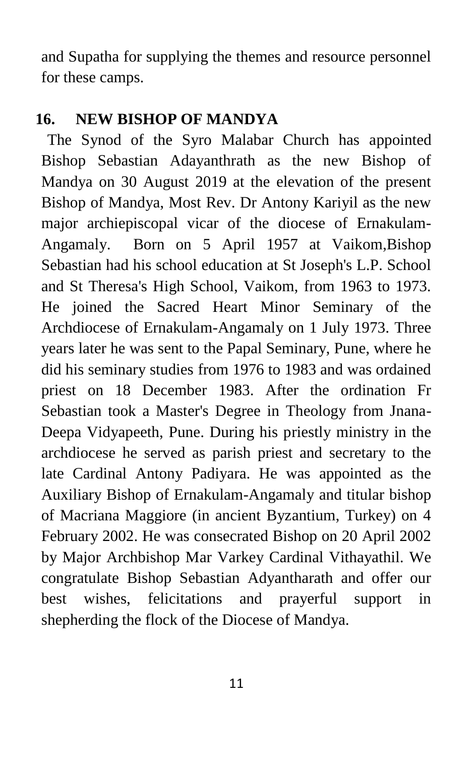and Supatha for supplying the themes and resource personnel for these camps.

## 16. NEW BISHOP OF MANDYA

The Synod of the Syro Malabar Church has appointed Bishop Sebastian Adayanthrath as the new Bishop of Mandya on 30 August 2019 at the elevation of the present Bishop of Mandya, Most Rev. Dr Antony Kariyil as the new major archiepiscopal vicar of the diocese of Ernakulam-Angamaly. Born on 5 April 1957 at Vaikom,Bishop Sebastian had his school education at St Joseph's L.P. School and St Theresa's High School, Vaikom, from 1963 to 1973. He joined the Sacred Heart Minor Seminary of the Archdiocese of Ernakulam-Angamaly on 1 July 1973. Three years later he was sent to the Papal Seminary, Pune, where he did his seminary studies from 1976 to 1983 and was ordained priest on 18 December 1983. After the ordination Fr Sebastian took a Master's Degree in Theology from Jnana-Deepa Vidyapeeth, Pune. During his priestly ministry in the archdiocese he served as parish priest and secretary to the late Cardinal Antony Padiyara. He was appointed as the Auxiliary Bishop of Ernakulam-Angamaly and titular bishop of Macriana Maggiore (in ancient Byzantium, Turkey) on 4 February 2002. He was consecrated Bishop on 20 April 2002 by Major Archbishop Mar Varkey Cardinal Vithayathil. We congratulate Bishop Sebastian Adyantharath and offer our best wishes, felicitations and prayerful support in shepherding the flock of the Diocese of Mandya.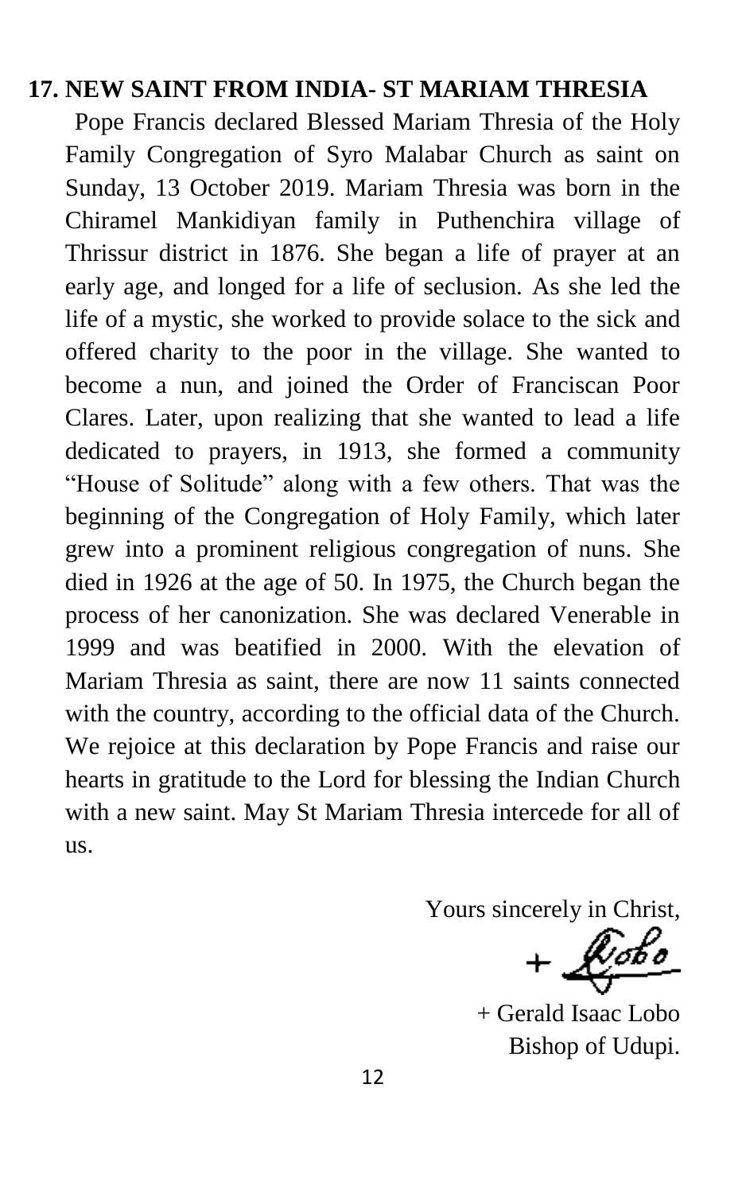**17. NEW SAINT FROM INDIA- ST MARIAM THRESIA**

Pope Francis declared Blessed Mariam Thresia of the Holy Family Congregation of Syro Malabar Church as saint on Sunday, 13 October 2019. Mariam Thresia was born in the Chiramel Mankidiyan family in Puthenchira village of Thrissur district in 1876. She began a life of prayer at an early age, and longed for a life of seclusion. As she led the life of a mystic, she worked to provide solace to the sick and offered charity to the poor in the village. She wanted to become a nun, and joined the Order of Franciscan Poor Clares. Later, upon realizing that she wanted to lead a life dedicated to prayers, in 1913, she formed a community "House of Solitude" along with a few others. That was the beginning of the Congregation of Holy Family, which later grew into a prominent religious congregation of nuns. She died in 1926 at the age of 50. In 1975, the Church began the process of her canonization. She was declared Venerable in 1999 and was beatified in 2000. With the elevation of Mariam Thresia as saint, there are now 11 saints connected with the country, according to the official data of the Church. We rejoice at this declaration by Pope Francis and raise our hearts in gratitude to the Lord for blessing the Indian Church with a new saint. May St Mariam Thresia intercede for all of us.

Yours sincerely in Christ,

+ Lobo

+ Gerald Isaac Lobo
Bishop of Udupi.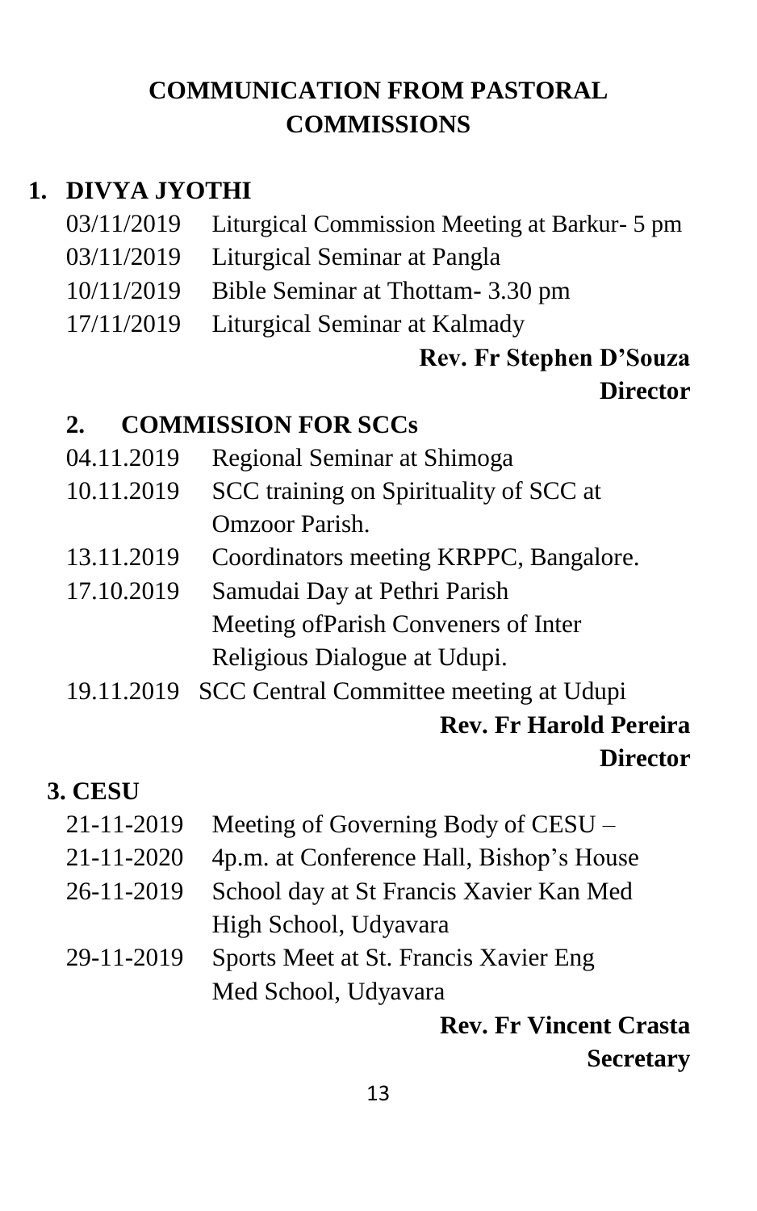# COMMUNICATION FROM PASTORAL COMMISSIONS

## 1. DIVYA JYOTHI

03/11/2019 Liturgical Commission Meeting at Barkur- 5 pm

03/11/2019 Liturgical Seminar at Pangla

10/11/2019 Bible Seminar at Thottam- 3.30 pm

17/11/2019 Liturgical Seminar at Kalmady

**Rev. Fr Stephen D'Souza**
**Director**

## 2. COMMISSION FOR SCCs

04.11.2019 Regional Seminar at Shimoga

10.11.2019 SCC training on Spirituality of SCC at Omzoor Parish.

13.11.2019 Coordinators meeting KRPPC, Bangalore.

17.10.2019 Samudai Day at Pethri Parish
Meeting ofParish Conveners of Inter Religious Dialogue at Udupi.

19.11.2019 SCC Central Committee meeting at Udupi

**Rev. Fr Harold Pereira**
**Director**

## 3. CESU

21-11-2019 Meeting of Governing Body of CESU –

21-11-2020 4p.m. at Conference Hall, Bishop's House

26-11-2019 School day at St Francis Xavier Kan Med High School, Udyavara

29-11-2019 Sports Meet at St. Francis Xavier Eng Med School, Udyavara

**Rev. Fr Vincent Crasta**
**Secretary**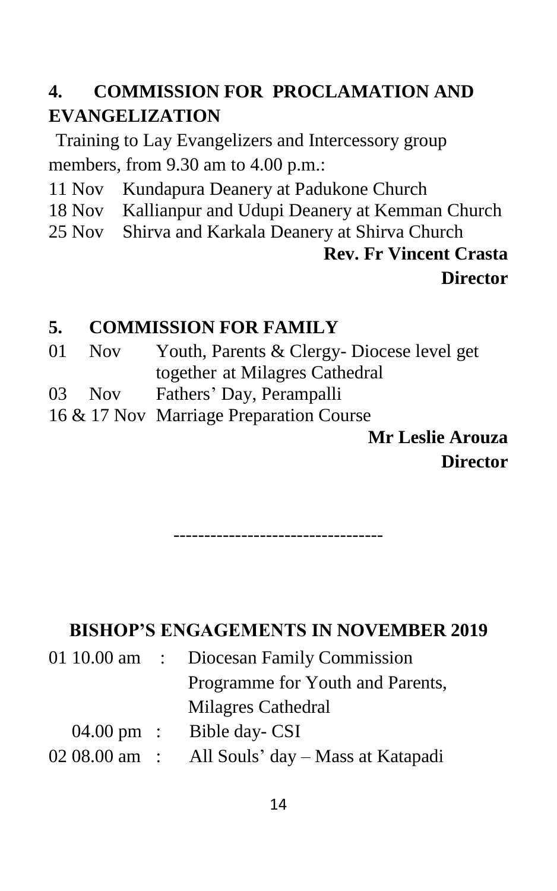## 4. COMMISSION FOR PROCLAMATION AND EVANGELIZATION

Training to Lay Evangelizers and Intercessory group members, from 9.30 am to 4.00 p.m.:

11 Nov Kundapura Deanery at Padukone Church
18 Nov Kallianpur and Udupi Deanery at Kemman Church
25 Nov Shirva and Karkala Deanery at Shirva Church

**Rev. Fr Vincent Crasta**
**Director**

## 5. COMMISSION FOR FAMILY

01 Nov Youth, Parents & Clergy- Diocese level get together at Milagres Cathedral
03 Nov Fathers' Day, Perampalli
16 & 17 Nov Marriage Preparation Course

**Mr Leslie Arouza**
**Director**

---

## BISHOP'S ENGAGEMENTS IN NOVEMBER 2019

01 10.00 am : Diocesan Family Commission Programme for Youth and Parents, Milagres Cathedral
04.00 pm : Bible day- CSI
02 08.00 am : All Souls' day – Mass at Katapadi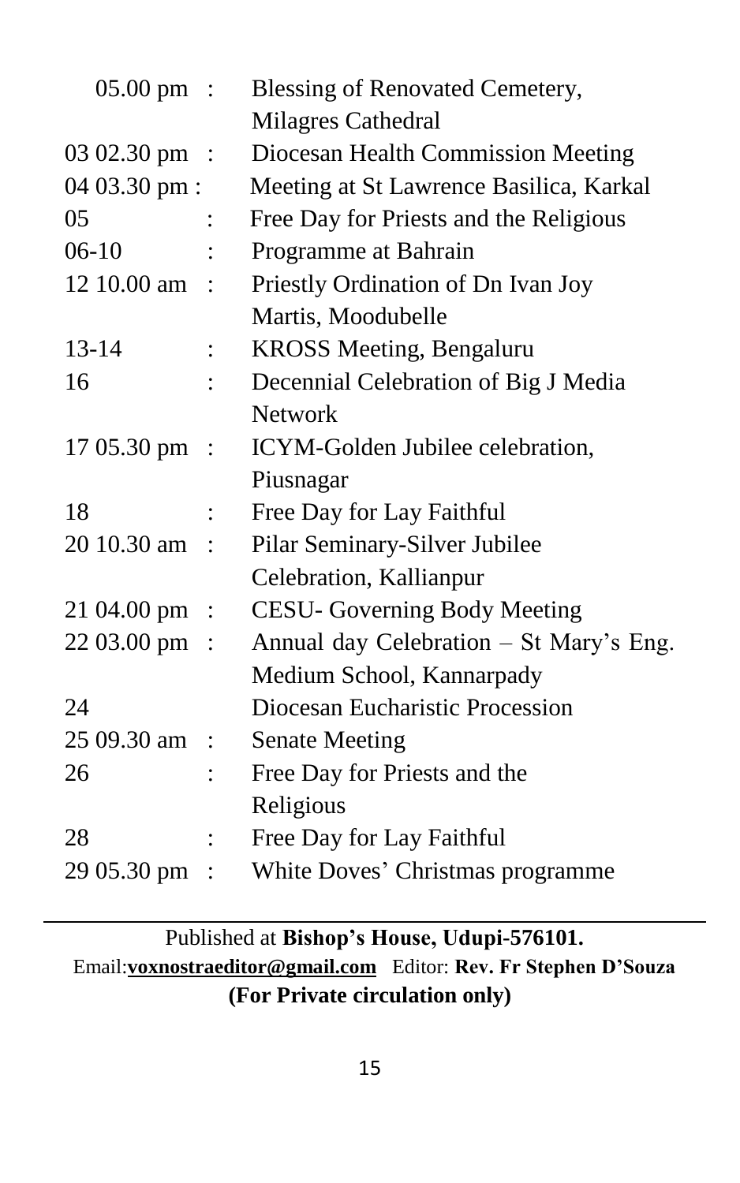| | | |
|---|---|---|
| 05.00 pm | : | Blessing of Renovated Cemetery, Milagres Cathedral |
| 03 02.30 pm | : | Diocesan Health Commission Meeting |
| 04 03.30 pm | : | Meeting at St Lawrence Basilica, Karkal |
| 05 | : | Free Day for Priests and the Religious |
| 06-10 | : | Programme at Bahrain |
| 12 10.00 am | : | Priestly Ordination of Dn Ivan Joy Martis, Moodubelle |
| 13-14 | : | KROSS Meeting, Bengaluru |
| 16 | : | Decennial Celebration of Big J Media Network |
| 17 05.30 pm | : | ICYM-Golden Jubilee celebration, Piusnagar |
| 18 | : | Free Day for Lay Faithful |
| 20 10.30 am | : | Pilar Seminary-Silver Jubilee Celebration, Kallianpur |
| 21 04.00 pm | : | CESU- Governing Body Meeting |
| 22 03.00 pm | : | Annual day Celebration – St Mary's Eng. Medium School, Kannarpady |
| 24 | | Diocesan Eucharistic Procession |
| 25 09.30 am | : | Senate Meeting |
| 26 | : | Free Day for Priests and the Religious |
| 28 | : | Free Day for Lay Faithful |
| 29 05.30 pm | : | White Doves' Christmas programme |

---

Published at **Bishop's House, Udupi-576101.**

Email:**voxnostraeditor@gmail.com** Editor: **Rev. Fr Stephen D'Souza**

**(For Private circulation only)**